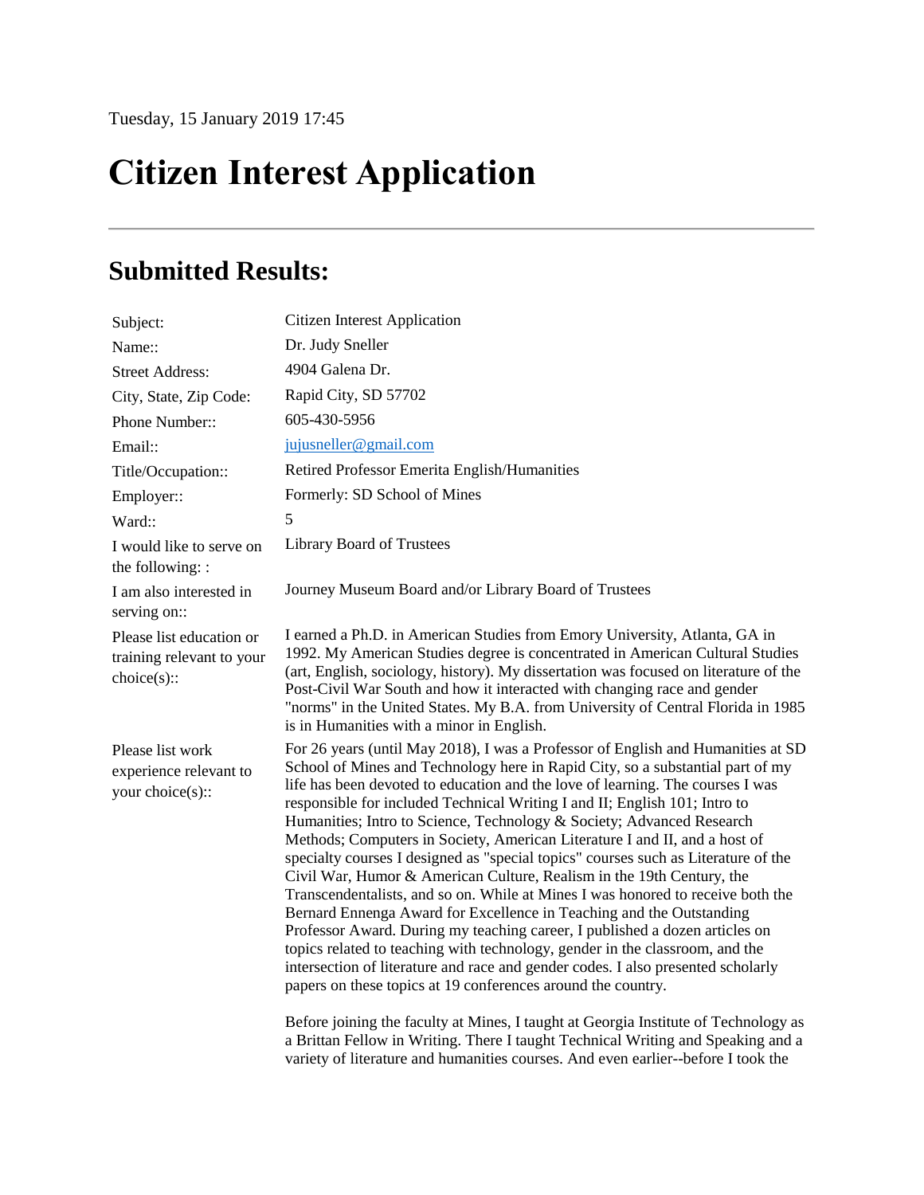Tuesday, 15 January 2019 17:45

# Citizen Interest Application

## Submitted Results:

| | |
|---|---|
| Subject: | Citizen Interest Application |
| Name:: | Dr. Judy Sneller |
| Street Address: | 4904 Galena Dr. |
| City, State, Zip Code: | Rapid City, SD 57702 |
| Phone Number:: | 605-430-5956 |
| Email:: | jujusneller@gmail.com |
| Title/Occupation:: | Retired Professor Emerita English/Humanities |
| Employer:: | Formerly: SD School of Mines |
| Ward:: | 5 |
| I would like to serve on the following: : | Library Board of Trustees |
| I am also interested in serving on:: | Journey Museum Board and/or Library Board of Trustees |
| Please list education or training relevant to your choice(s):: | I earned a Ph.D. in American Studies from Emory University, Atlanta, GA in 1992. My American Studies degree is concentrated in American Cultural Studies (art, English, sociology, history). My dissertation was focused on literature of the Post-Civil War South and how it interacted with changing race and gender "norms" in the United States. My B.A. from University of Central Florida in 1985 is in Humanities with a minor in English. |
| Please list work experience relevant to your choice(s):: | For 26 years (until May 2018), I was a Professor of English and Humanities at SD School of Mines and Technology here in Rapid City, so a substantial part of my life has been devoted to education and the love of learning. The courses I was responsible for included Technical Writing I and II; English 101; Intro to Humanities; Intro to Science, Technology & Society; Advanced Research Methods; Computers in Society, American Literature I and II, and a host of specialty courses I designed as "special topics" courses such as Literature of the Civil War, Humor & American Culture, Realism in the 19th Century, the Transcendentalists, and so on. While at Mines I was honored to receive both the Bernard Ennenga Award for Excellence in Teaching and the Outstanding Professor Award. During my teaching career, I published a dozen articles on topics related to teaching with technology, gender in the classroom, and the intersection of literature and race and gender codes. I also presented scholarly papers on these topics at 19 conferences around the country.<br><br>Before joining the faculty at Mines, I taught at Georgia Institute of Technology as a Brittan Fellow in Writing. There I taught Technical Writing and Speaking and a variety of literature and humanities courses. And even earlier--before I took the |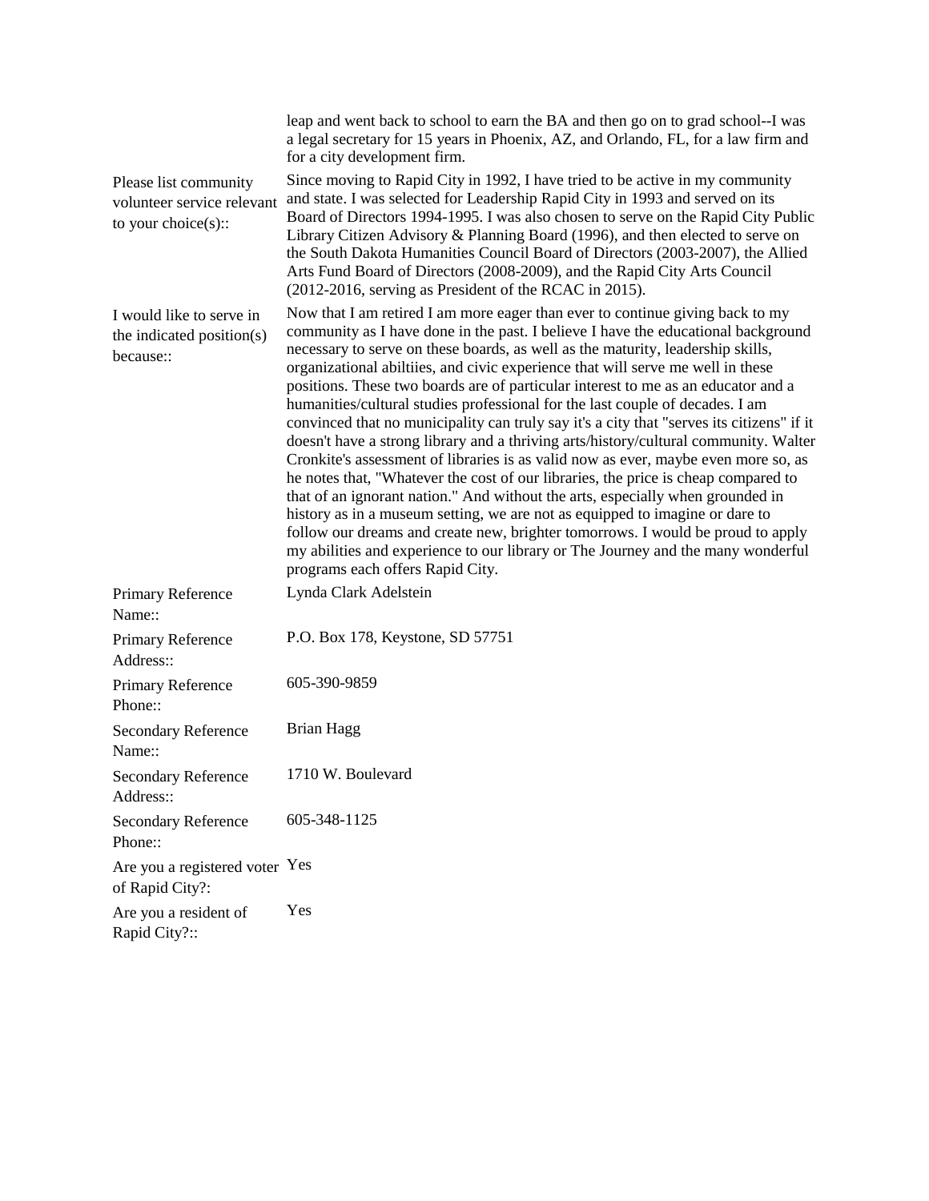| | |
|---|---|
| | leap and went back to school to earn the BA and then go on to grad school--I was a legal secretary for 15 years in Phoenix, AZ, and Orlando, FL, for a law firm and for a city development firm. |
| Please list community volunteer service relevant to your choice(s):: | Since moving to Rapid City in 1992, I have tried to be active in my community and state. I was selected for Leadership Rapid City in 1993 and served on its Board of Directors 1994-1995. I was also chosen to serve on the Rapid City Public Library Citizen Advisory & Planning Board (1996), and then elected to serve on the South Dakota Humanities Council Board of Directors (2003-2007), the Allied Arts Fund Board of Directors (2008-2009), and the Rapid City Arts Council (2012-2016, serving as President of the RCAC in 2015). |
| I would like to serve in the indicated position(s) because:: | Now that I am retired I am more eager than ever to continue giving back to my community as I have done in the past. I believe I have the educational background necessary to serve on these boards, as well as the maturity, leadership skills, organizational abiltiies, and civic experience that will serve me well in these positions. These two boards are of particular interest to me as an educator and a humanities/cultural studies professional for the last couple of decades. I am convinced that no municipality can truly say it's a city that "serves its citizens" if it doesn't have a strong library and a thriving arts/history/cultural community. Walter Cronkite's assessment of libraries is as valid now as ever, maybe even more so, as he notes that, "Whatever the cost of our libraries, the price is cheap compared to that of an ignorant nation." And without the arts, especially when grounded in history as in a museum setting, we are not as equipped to imagine or dare to follow our dreams and create new, brighter tomorrows. I would be proud to apply my abilities and experience to our library or The Journey and the many wonderful programs each offers Rapid City. |
| Primary Reference Name:: | Lynda Clark Adelstein |
| Primary Reference Address:: | P.O. Box 178, Keystone, SD 57751 |
| Primary Reference Phone:: | 605-390-9859 |
| Secondary Reference Name:: | Brian Hagg |
| Secondary Reference Address:: | 1710 W. Boulevard |
| Secondary Reference Phone:: | 605-348-1125 |
| Are you a registered voter of Rapid City?: | Yes |
| Are you a resident of Rapid City?:: | Yes |